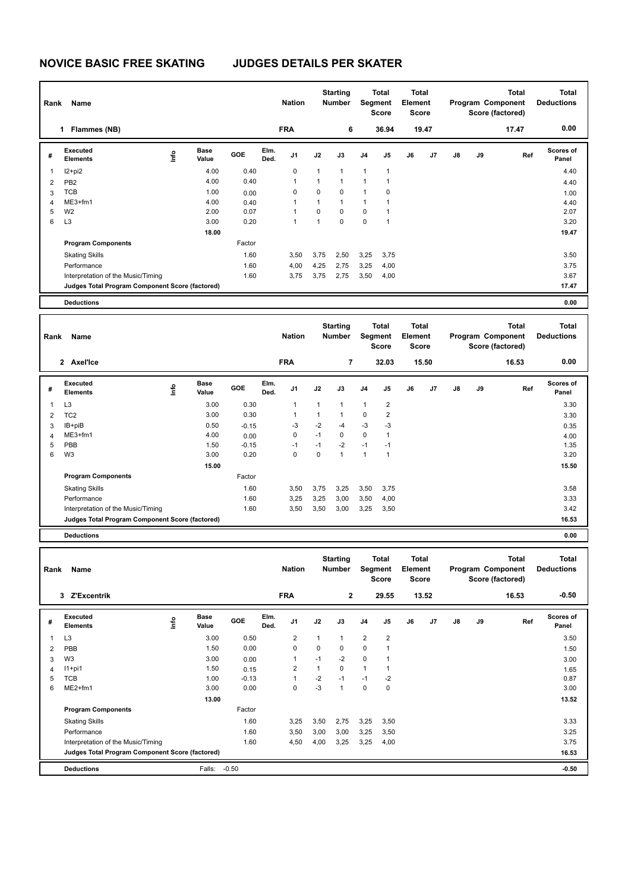# NOVICE BASIC FREE SKATING JUDGES DETAILS PER SKATER

| Rank | Name | Nation | Starting Number | Total Segment Score | Total Element Score | Total Program Component Score (factored) | Total Deductions |
|---|---|---|---|---|---|---|---|
| 1 | Flammes (NB) | FRA | 6 | 36.94 | 19.47 | 17.47 | 0.00 |

| # | Executed Elements | Info | Base Value | GOE | Elm. Ded. | J1 | J2 | J3 | J4 | J5 | J6 | J7 | J8 | J9 | Ref | Scores of Panel |
|---|---|---|---|---|---|---|---|---|---|---|---|---|---|---|---|---|
| 1 | I2+pi2 | | 4.00 | 0.40 | | 0 | 1 | 1 | 1 | 1 | | | | | | 4.40 |
| 2 | PB2 | | 4.00 | 0.40 | | 1 | 1 | 1 | 1 | 1 | | | | | | 4.40 |
| 3 | TCB | | 1.00 | 0.00 | | 0 | 0 | 0 | 1 | 0 | | | | | | 1.00 |
| 4 | ME3+fm1 | | 4.00 | 0.40 | | 1 | 1 | 1 | 1 | 1 | | | | | | 4.40 |
| 5 | W2 | | 2.00 | 0.07 | | 1 | 0 | 0 | 0 | 1 | | | | | | 2.07 |
| 6 | L3 | | 3.00 | 0.20 | | 1 | 1 | 0 | 0 | 1 | | | | | | 3.20 |
| | | | 18.00 | | | | | | | | | | | | | 19.47 |

| Program Components | Factor | J1 | J2 | J3 | J4 | J5 | J6 | J7 | J8 | J9 | Scores of Panel |
|---|---|---|---|---|---|---|---|---|---|---|---|
| Skating Skills | 1.60 | 3,50 | 3,75 | 2,50 | 3,25 | 3,75 | | | | | 3.50 |
| Performance | 1.60 | 4,00 | 4,25 | 2,75 | 3,25 | 4,00 | | | | | 3.75 |
| Interpretation of the Music/Timing | 1.60 | 3,75 | 3,75 | 2,75 | 3,50 | 4,00 | | | | | 3.67 |
| Judges Total Program Component Score (factored) | | | | | | | | | | | 17.47 |

| Deductions | 0.00 |
|---|---|

| Rank | Name | Nation | Starting Number | Total Segment Score | Total Element Score | Total Program Component Score (factored) | Total Deductions |
|---|---|---|---|---|---|---|---|
| 2 | Axel'Ice | FRA | 7 | 32.03 | 15.50 | 16.53 | 0.00 |

| # | Executed Elements | Info | Base Value | GOE | Elm. Ded. | J1 | J2 | J3 | J4 | J5 | J6 | J7 | J8 | J9 | Ref | Scores of Panel |
|---|---|---|---|---|---|---|---|---|---|---|---|---|---|---|---|---|
| 1 | L3 | | 3.00 | 0.30 | | 1 | 1 | 1 | 1 | 2 | | | | | | 3.30 |
| 2 | TC2 | | 3.00 | 0.30 | | 1 | 1 | 1 | 0 | 2 | | | | | | 3.30 |
| 3 | IB+piB | | 0.50 | -0.15 | | -3 | -2 | -4 | -3 | -3 | | | | | | 0.35 |
| 4 | ME3+fm1 | | 4.00 | 0.00 | | 0 | -1 | 0 | 0 | 1 | | | | | | 4.00 |
| 5 | PBB | | 1.50 | -0.15 | | -1 | -1 | -2 | -1 | -1 | | | | | | 1.35 |
| 6 | W3 | | 3.00 | 0.20 | | 0 | 0 | 1 | 1 | 1 | | | | | | 3.20 |
| | | | 15.00 | | | | | | | | | | | | | 15.50 |

| Program Components | Factor | J1 | J2 | J3 | J4 | J5 | J6 | J7 | J8 | J9 | Scores of Panel |
|---|---|---|---|---|---|---|---|---|---|---|---|
| Skating Skills | 1.60 | 3,50 | 3,75 | 3,25 | 3,50 | 3,75 | | | | | 3.58 |
| Performance | 1.60 | 3,25 | 3,25 | 3,00 | 3,50 | 4,00 | | | | | 3.33 |
| Interpretation of the Music/Timing | 1.60 | 3,50 | 3,50 | 3,00 | 3,25 | 3,50 | | | | | 3.42 |
| Judges Total Program Component Score (factored) | | | | | | | | | | | 16.53 |

| Deductions | 0.00 |
|---|---|

| Rank | Name | Nation | Starting Number | Total Segment Score | Total Element Score | Total Program Component Score (factored) | Total Deductions |
|---|---|---|---|---|---|---|---|
| 3 | Z'Excentrik | FRA | 2 | 29.55 | 13.52 | 16.53 | -0.50 |

| # | Executed Elements | Info | Base Value | GOE | Elm. Ded. | J1 | J2 | J3 | J4 | J5 | J6 | J7 | J8 | J9 | Ref | Scores of Panel |
|---|---|---|---|---|---|---|---|---|---|---|---|---|---|---|---|---|
| 1 | L3 | | 3.00 | 0.50 | | 2 | 1 | 1 | 2 | 2 | | | | | | 3.50 |
| 2 | PBB | | 1.50 | 0.00 | | 0 | 0 | 0 | 0 | 1 | | | | | | 1.50 |
| 3 | W3 | | 3.00 | 0.00 | | 1 | -1 | -2 | 0 | 1 | | | | | | 3.00 |
| 4 | I1+pi1 | | 1.50 | 0.15 | | 2 | 1 | 0 | 1 | 1 | | | | | | 1.65 |
| 5 | TCB | | 1.00 | -0.13 | | 1 | -2 | -1 | -1 | -2 | | | | | | 0.87 |
| 6 | ME2+fm1 | | 3.00 | 0.00 | | 0 | -3 | 1 | 0 | 0 | | | | | | 3.00 |
| | | | 13.00 | | | | | | | | | | | | | 13.52 |

| Program Components | Factor | J1 | J2 | J3 | J4 | J5 | J6 | J7 | J8 | J9 | Scores of Panel |
|---|---|---|---|---|---|---|---|---|---|---|---|
| Skating Skills | 1.60 | 3,25 | 3,50 | 2,75 | 3,25 | 3,50 | | | | | 3.33 |
| Performance | 1.60 | 3,50 | 3,00 | 3,00 | 3,25 | 3,50 | | | | | 3.25 |
| Interpretation of the Music/Timing | 1.60 | 4,50 | 4,00 | 3,25 | 3,25 | 4,00 | | | | | 3.75 |
| Judges Total Program Component Score (factored) | | | | | | | | | | | 16.53 |

| Deductions | Falls: -0.50 | -0.50 |
|---|---|---|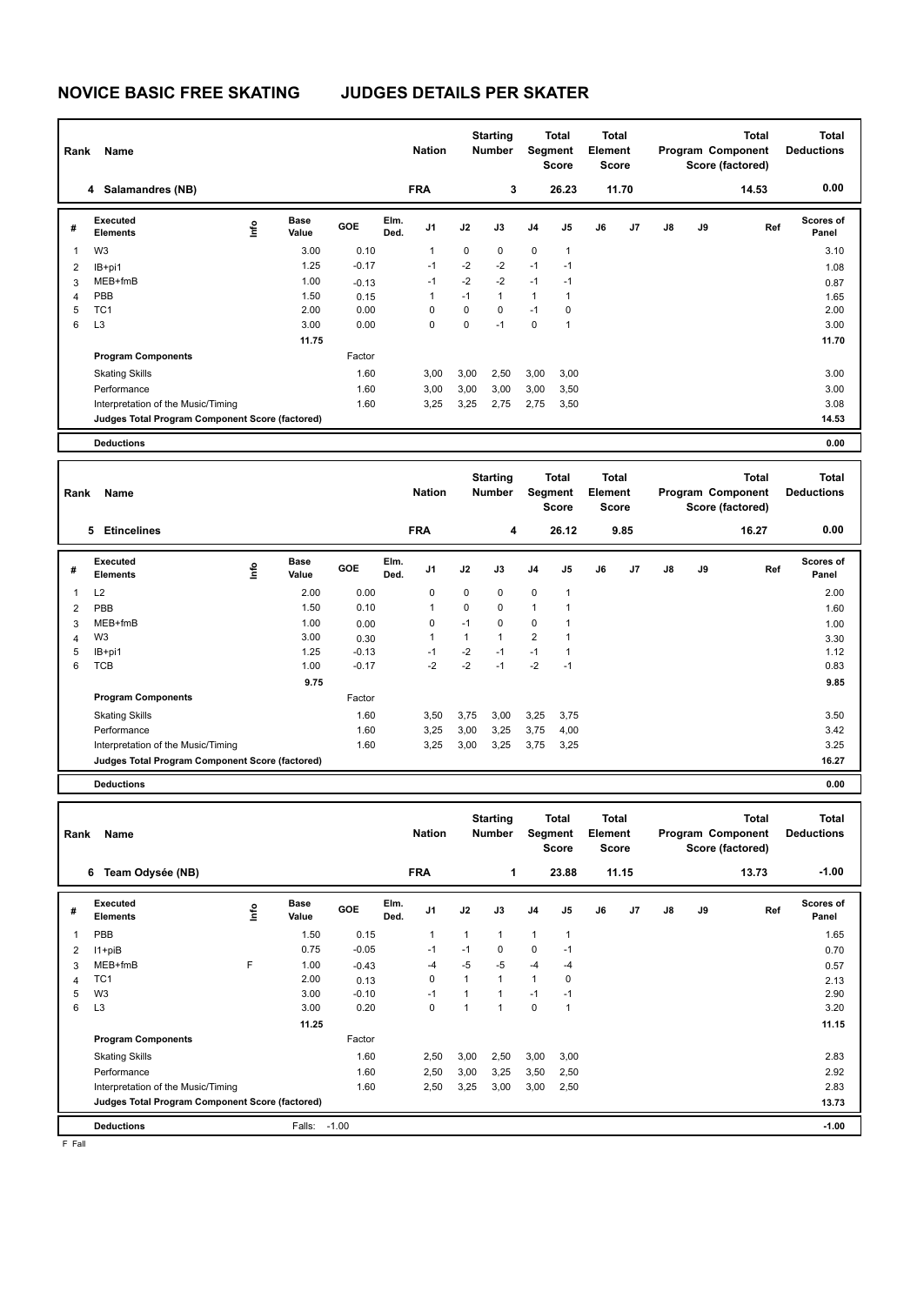# NOVICE BASIC FREE SKATING JUDGES DETAILS PER SKATER

| Rank | Name | Nation | Starting Number | Total Segment Score | Total Element Score | Total Program Component Score (factored) | Total Deductions |
|---|---|---|---|---|---|---|---|
| 4 | Salamandres (NB) | FRA | 3 | 26.23 | 11.70 | 14.53 | 0.00 |

| # | Executed Elements | Info | Base Value | GOE | Elm. Ded. | J1 | J2 | J3 | J4 | J5 | J6 | J7 | J8 | J9 | Ref | Scores of Panel |
|---|---|---|---|---|---|---|---|---|---|---|---|---|---|---|---|---|
| 1 | W3 | | 3.00 | 0.10 | | 1 | 0 | 0 | 0 | 1 | | | | | | 3.10 |
| 2 | IB+pi1 | | 1.25 | -0.17 | | -1 | -2 | -2 | -1 | -1 | | | | | | 1.08 |
| 3 | MEB+fmB | | 1.00 | -0.13 | | -1 | -2 | -2 | -1 | -1 | | | | | | 0.87 |
| 4 | PBB | | 1.50 | 0.15 | | 1 | -1 | 1 | 1 | 1 | | | | | | 1.65 |
| 5 | TC1 | | 2.00 | 0.00 | | 0 | 0 | 0 | -1 | 0 | | | | | | 2.00 |
| 6 | L3 | | 3.00 | 0.00 | | 0 | 0 | -1 | 0 | 1 | | | | | | 3.00 |
| | | | 11.75 | | | | | | | | | | | | | 11.70 |
| | **Program Components** | | | Factor | | | | | | | | | | | | |
| | Skating Skills | | | 1.60 | | 3,00 | 3,00 | 2,50 | 3,00 | 3,00 | | | | | | 3.00 |
| | Performance | | | 1.60 | | 3,00 | 3,00 | 3,00 | 3,00 | 3,50 | | | | | | 3.00 |
| | Interpretation of the Music/Timing | | | 1.60 | | 3,25 | 3,25 | 2,75 | 2,75 | 3,50 | | | | | | 3.08 |
| | **Judges Total Program Component Score (factored)** | | | | | | | | | | | | | | | 14.53 |
| | **Deductions** | | | | | | | | | | | | | | | 0.00 |

| Rank | Name | Nation | Starting Number | Total Segment Score | Total Element Score | Total Program Component Score (factored) | Total Deductions |
|---|---|---|---|---|---|---|---|
| 5 | Etincelines | FRA | 4 | 26.12 | 9.85 | 16.27 | 0.00 |

| # | Executed Elements | Info | Base Value | GOE | Elm. Ded. | J1 | J2 | J3 | J4 | J5 | J6 | J7 | J8 | J9 | Ref | Scores of Panel |
|---|---|---|---|---|---|---|---|---|---|---|---|---|---|---|---|---|
| 1 | L2 | | 2.00 | 0.00 | | 0 | 0 | 0 | 0 | 1 | | | | | | 2.00 |
| 2 | PBB | | 1.50 | 0.10 | | 1 | 0 | 0 | 1 | 1 | | | | | | 1.60 |
| 3 | MEB+fmB | | 1.00 | 0.00 | | 0 | -1 | 0 | 0 | 1 | | | | | | 1.00 |
| 4 | W3 | | 3.00 | 0.30 | | 1 | 1 | 1 | 2 | 1 | | | | | | 3.30 |
| 5 | IB+pi1 | | 1.25 | -0.13 | | -1 | -2 | -1 | -1 | 1 | | | | | | 1.12 |
| 6 | TCB | | 1.00 | -0.17 | | -2 | -2 | -1 | -2 | -1 | | | | | | 0.83 |
| | | | 9.75 | | | | | | | | | | | | | 9.85 |
| | **Program Components** | | | Factor | | | | | | | | | | | | |
| | Skating Skills | | | 1.60 | | 3,50 | 3,75 | 3,00 | 3,25 | 3,75 | | | | | | 3.50 |
| | Performance | | | 1.60 | | 3,25 | 3,00 | 3,25 | 3,75 | 4,00 | | | | | | 3.42 |
| | Interpretation of the Music/Timing | | | 1.60 | | 3,25 | 3,00 | 3,25 | 3,75 | 3,25 | | | | | | 3.25 |
| | **Judges Total Program Component Score (factored)** | | | | | | | | | | | | | | | 16.27 |
| | **Deductions** | | | | | | | | | | | | | | | 0.00 |

| Rank | Name | Nation | Starting Number | Total Segment Score | Total Element Score | Total Program Component Score (factored) | Total Deductions |
|---|---|---|---|---|---|---|---|
| 6 | Team Odysée (NB) | FRA | 1 | 23.88 | 11.15 | 13.73 | -1.00 |

| # | Executed Elements | Info | Base Value | GOE | Elm. Ded. | J1 | J2 | J3 | J4 | J5 | J6 | J7 | J8 | J9 | Ref | Scores of Panel |
|---|---|---|---|---|---|---|---|---|---|---|---|---|---|---|---|---|
| 1 | PBB | | 1.50 | 0.15 | | 1 | 1 | 1 | 1 | 1 | | | | | | 1.65 |
| 2 | I1+piB | | 0.75 | -0.05 | | -1 | -1 | 0 | 0 | -1 | | | | | | 0.70 |
| 3 | MEB+fmB | F | 1.00 | -0.43 | | -4 | -5 | -5 | -4 | -4 | | | | | | 0.57 |
| 4 | TC1 | | 2.00 | 0.13 | | 0 | 1 | 1 | 1 | 0 | | | | | | 2.13 |
| 5 | W3 | | 3.00 | -0.10 | | -1 | 1 | 1 | -1 | -1 | | | | | | 2.90 |
| 6 | L3 | | 3.00 | 0.20 | | 0 | 1 | 1 | 0 | 1 | | | | | | 3.20 |
| | | | 11.25 | | | | | | | | | | | | | 11.15 |
| | **Program Components** | | | Factor | | | | | | | | | | | | |
| | Skating Skills | | | 1.60 | | 2,50 | 3,00 | 2,50 | 3,00 | 3,00 | | | | | | 2.83 |
| | Performance | | | 1.60 | | 2,50 | 3,00 | 3,25 | 3,50 | 2,50 | | | | | | 2.92 |
| | Interpretation of the Music/Timing | | | 1.60 | | 2,50 | 3,25 | 3,00 | 3,00 | 2,50 | | | | | | 2.83 |
| | **Judges Total Program Component Score (factored)** | | | | | | | | | | | | | | | 13.73 |
| | **Deductions** | | Falls: -1.00 | | | | | | | | | | | | | -1.00 |

F Fall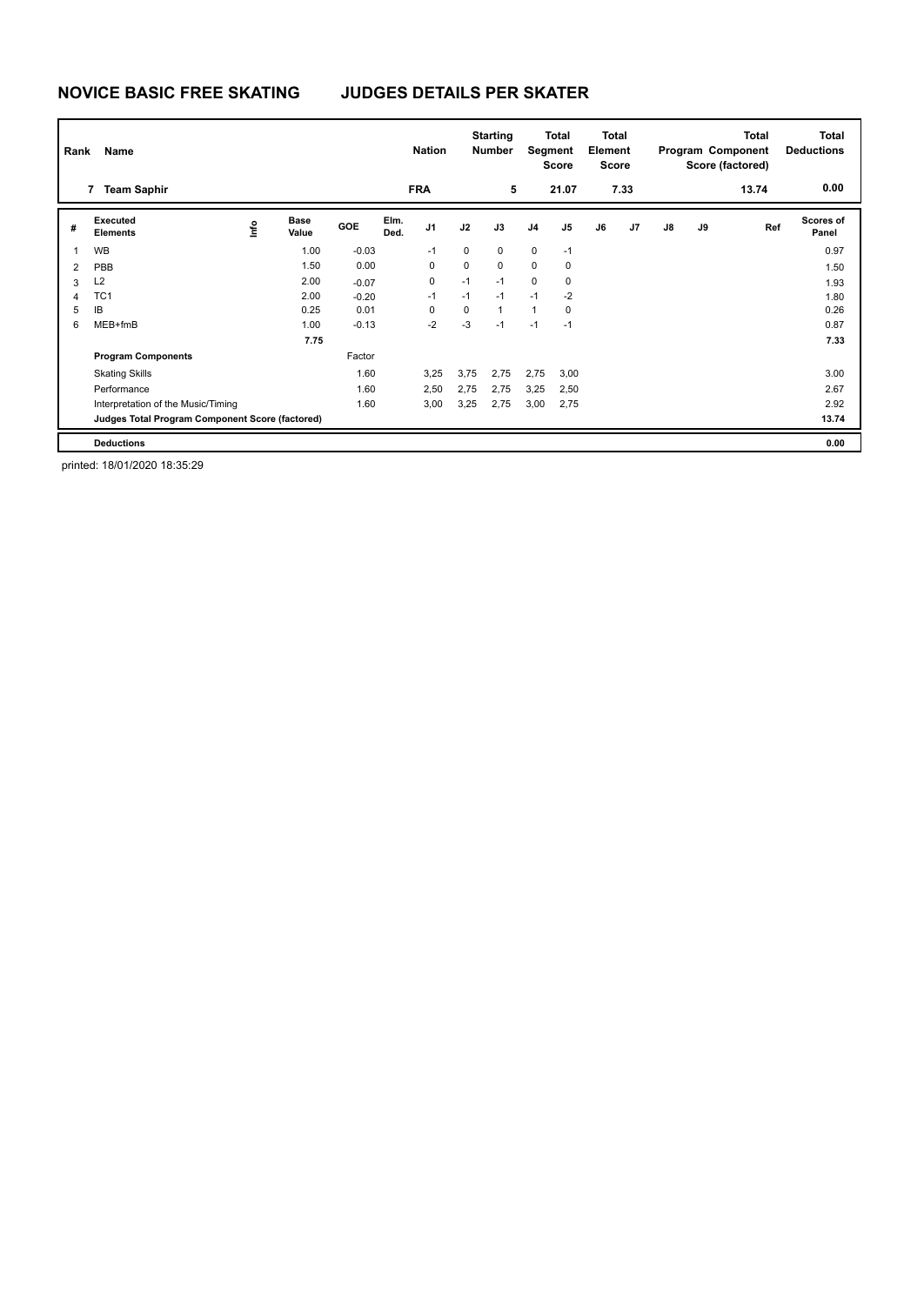## NOVICE BASIC FREE SKATING JUDGES DETAILS PER SKATER

| Rank | Name | Nation | Starting Number | Total Segment Score | Total Element Score | Total Program Component Score (factored) | Total Deductions |
|---|---|---|---|---|---|---|---|
| 7 | Team Saphir | FRA | 5 | 21.07 | 7.33 | 13.74 | 0.00 |

| # | Executed Elements | Info | Base Value | GOE | Elm. Ded. | J1 | J2 | J3 | J4 | J5 | J6 | J7 | J8 | J9 | Ref | Scores of Panel |
|---|---|---|---|---|---|---|---|---|---|---|---|---|---|---|---|---|
| 1 | WB | | 1.00 | -0.03 | | -1 | 0 | 0 | 0 | -1 | | | | | | 0.97 |
| 2 | PBB | | 1.50 | 0.00 | | 0 | 0 | 0 | 0 | 0 | | | | | | 1.50 |
| 3 | L2 | | 2.00 | -0.07 | | 0 | -1 | -1 | 0 | 0 | | | | | | 1.93 |
| 4 | TC1 | | 2.00 | -0.20 | | -1 | -1 | -1 | -1 | -2 | | | | | | 1.80 |
| 5 | IB | | 0.25 | 0.01 | | 0 | 0 | 1 | 1 | 0 | | | | | | 0.26 |
| 6 | MEB+fmB | | 1.00 | -0.13 | | -2 | -3 | -1 | -1 | -1 | | | | | | 0.87 |
| | | | 7.75 | | | | | | | | | | | | | 7.33 |
| | **Program Components** | | | Factor | | | | | | | | | | | | |
| | Skating Skills | | | 1.60 | | 3,25 | 3,75 | 2,75 | 2,75 | 3,00 | | | | | | 3.00 |
| | Performance | | | 1.60 | | 2,50 | 2,75 | 2,75 | 3,25 | 2,50 | | | | | | 2.67 |
| | Interpretation of the Music/Timing | | | 1.60 | | 3,00 | 3,25 | 2,75 | 3,00 | 2,75 | | | | | | 2.92 |
| | **Judges Total Program Component Score (factored)** | | | | | | | | | | | | | | | 13.74 |
| | **Deductions** | | | | | | | | | | | | | | | 0.00 |

printed: 18/01/2020 18:35:29